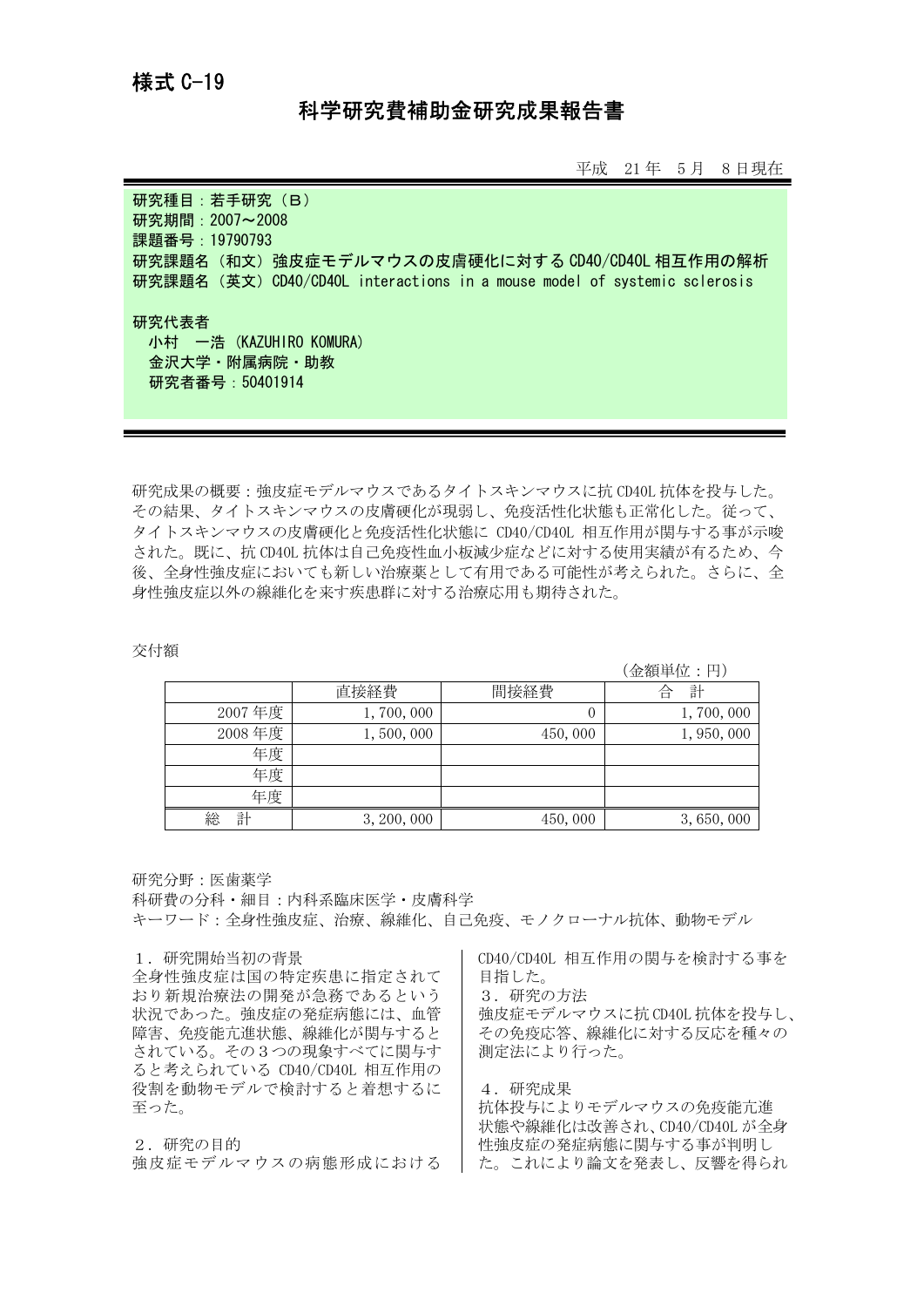様式 C-19

# 科学研究費補助金研究成果報告書

平成 21 年 5 月 8 日現在

**研究種目：若手研究（B）**
**研究期間：2007～2008**
**課題番号：19790793**
**研究課題名（和文）強皮症モデルマウスの皮膚硬化に対する CD40/CD40L 相互作用の解析**
**研究課題名（英文）CD40/CD40L interactions in a mouse model of systemic sclerosis**

**研究代表者**
**小村 一浩 (KAZUHIRO KOMURA)**
**金沢大学・附属病院・助教**
**研究者番号：50401914**

研究成果の概要：強皮症モデルマウスであるタイトスキンマウスに抗 CD40L 抗体を投与した。その結果、タイトスキンマウスの皮膚硬化が現弱し、免疫活性化状態も正常化した。従って、タイトスキンマウスの皮膚硬化と免疫活性化状態に CD40/CD40L 相互作用が関与する事が示唆された。既に、抗 CD40L 抗体は自己免疫性血小板減少症などに対する使用実績が有るため、今後、全身性強皮症においても新しい治療薬として有用である可能性が考えられた。さらに、全身性強皮症以外の線維化を来す疾患群に対する治療応用も期待された。

交付額

（金額単位：円）

| | 直接経費 | 間接経費 | 合 計 |
|---|---|---|---|
| 2007 年度 | 1,700,000 | 0 | 1,700,000 |
| 2008 年度 | 1,500,000 | 450,000 | 1,950,000 |
| 年度 | | | |
| 年度 | | | |
| 年度 | | | |
| 総 計 | 3,200,000 | 450,000 | 3,650,000 |

研究分野：医歯薬学
科研費の分科・細目：内科系臨床医学・皮膚科学
キーワード：全身性強皮症、治療、線維化、自己免疫、モノクローナル抗体、動物モデル

## 1．研究開始当初の背景

全身性強皮症は国の特定疾患に指定されており新規治療法の開発が急務であるという状況であった。強皮症の発症病態には、血管障害、免疫能亢進状態、線維化が関与するとされている。その３つの現象すべてに関与すると考えられている CD40/CD40L 相互作用の役割を動物モデルで検討すると着想するに至った。

## 2．研究の目的

強皮症モデルマウスの病態形成における CD40/CD40L 相互作用の関与を検討する事を目指した。

## 3．研究の方法

強皮症モデルマウスに抗 CD40L 抗体を投与し、その免疫応答、線維化に対する反応を種々の測定法により行った。

## 4．研究成果

抗体投与によりモデルマウスの免疫能亢進状態や線維化は改善され、CD40/CD40L が全身性強皮症の発症病態に関与する事が判明した。これにより論文を発表し、反響を得られ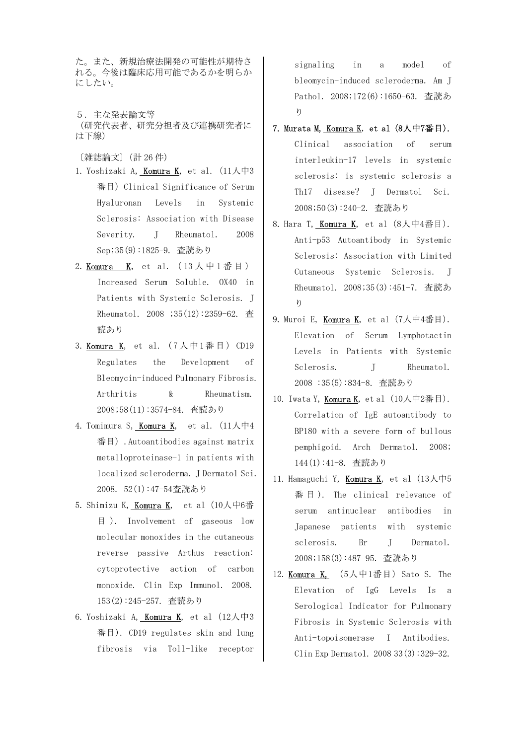た。また、新規治療法開発の可能性が期待される。今後は臨床応用可能であるかを明らかにしたい。

## ５．主な発表論文等

（研究代表者、研究分担者及び連携研究者には下線）

〔雑誌論文〕（計 26 件）

1. Yoshizaki A, Komura K, et al. (11人中3番目) Clinical Significance of Serum Hyaluronan Levels in Systemic Sclerosis: Association with Disease Severity. J Rheumatol. 2008 Sep;35(9):1825-9. 査読あり
2. Komura K, et al. (13人中1番目) Increased Serum Soluble. OX40 in Patients with Systemic Sclerosis. J Rheumatol. 2008 ;35(12):2359-62. 査読あり
3. Komura K, et al. (7人中1番目) CD19 Regulates the Development of Bleomycin-induced Pulmonary Fibrosis. Arthritis & Rheumatism. 2008;58(11):3574-84. 査読あり
4. Tomimura S, Komura K, et al. (11人中4番目). Autoantibodies against matrix metalloproteinase-1 in patients with localized scleroderma. J Dermatol Sci. 2008. 52(1):47-54査読あり
5. Shimizu K, Komura K, et al (10人中6番目). Involvement of gaseous low molecular monoxides in the cutaneous reverse passive Arthus reaction: cytoprotective action of carbon monoxide. Clin Exp Immunol. 2008. 153(2):245-257. 査読あり
6. Yoshizaki A, Komura K, et al (12人中3番目). CD19 regulates skin and lung fibrosis via Toll-like receptor signaling in a model of bleomycin-induced scleroderma. Am J Pathol. 2008;172(6):1650-63. 査読あり
7. **Murata M, Komura K, et al (8人中7番目). Clinical association of serum interleukin-17 levels in systemic sclerosis: is systemic sclerosis a Th17 disease? J Dermatol Sci. 2008;50(3):240-2. 査読あり**
8. Hara T, Komura K, et al (8人中4番目). Anti-p53 Autoantibody in Systemic Sclerosis: Association with Limited Cutaneous Systemic Sclerosis. J Rheumatol. 2008;35(3):451-7. 査読あり
9. Muroi E, Komura K, et al (7人中4番目). Elevation of Serum Lymphotactin Levels in Patients with Systemic Sclerosis. J Rheumatol. 2008 :35(5):834-8. 査読あり
10. Iwata Y, Komura K, et al (10人中2番目). Correlation of IgE autoantibody to BP180 with a severe form of bullous pemphigoid. Arch Dermatol. 2008; 144(1):41-8. 査読あり
11. Hamaguchi Y, Komura K, et al (13人中5番目). The clinical relevance of serum antinuclear antibodies in Japanese patients with systemic sclerosis. Br J Dermatol. 2008;158(3):487-95. 査読あり
12. Komura K, (5人中1番目) Sato S. The Elevation of IgG Levels Is a Serological Indicator for Pulmonary Fibrosis in Systemic Sclerosis with Anti-topoisomerase I Antibodies. Clin Exp Dermatol. 2008 33(3):329-32.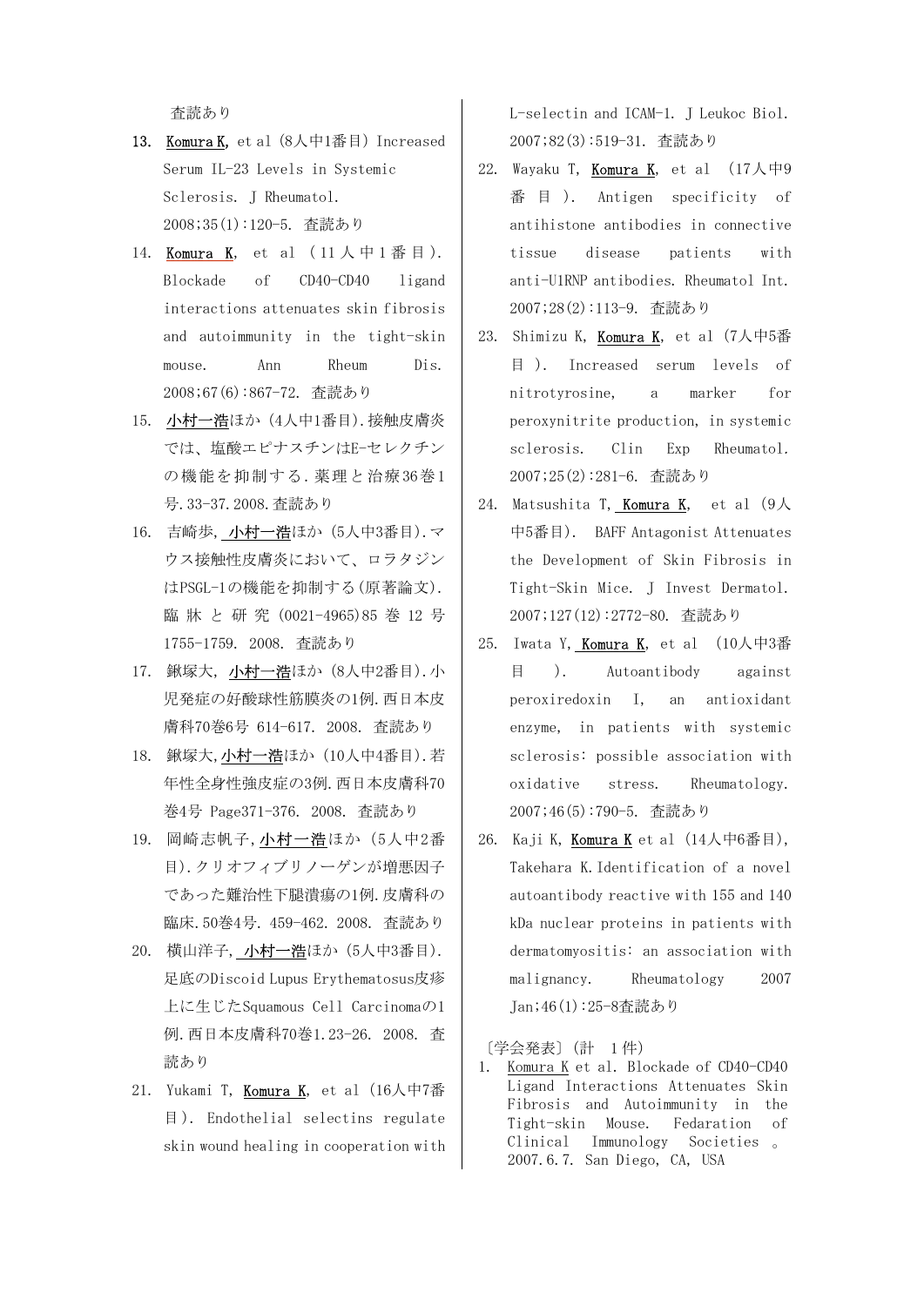査読あり

13. <u>Komura K</u>, et al (8人中1番目) Increased Serum IL-23 Levels in Systemic Sclerosis. J Rheumatol. 2008;35(1):120-5. 査読あり
14. <u>Komura K</u>, et al (11人中1番目). Blockade of CD40-CD40 ligand interactions attenuates skin fibrosis and autoimmunity in the tight-skin mouse. Ann Rheum Dis. 2008;67(6):867-72. 査読あり
15. <u>小村一浩</u>ほか (4人中1番目).接触皮膚炎では、塩酸エピナスチンはE-セレクチンの機能を抑制する.薬理と治療36巻1号.33-37.2008.査読あり
16. 吉崎歩, <u>小村一浩</u>ほか (5人中3番目).マウス接触性皮膚炎において、ロラタジンはPSGL-1の機能を抑制する(原著論文).臨牀と研究 (0021-4965)85巻12号 1755-1759. 2008. 査読あり
17. 鍬塚大, <u>小村一浩</u>ほか (8人中2番目).小児発症の好酸球性筋膜炎の1例.西日本皮膚科70巻6号 614-617. 2008. 査読あり
18. 鍬塚大,<u>小村一浩</u>ほか (10人中4番目).若年性全身性強皮症の3例.西日本皮膚科70巻4号 Page371-376. 2008. 査読あり
19. 岡崎志帆子,<u>小村一浩</u>ほか (5人中2番目).クリオフィブリノーゲンが増悪因子であった難治性下腿潰瘍の1例.皮膚科の臨床.50巻4号. 459-462. 2008. 査読あり
20. 横山洋子, <u>小村一浩</u>ほか (5人中3番目).足底のDiscoid Lupus Erythematosus皮疹上に生じたSquamous Cell Carcinomaの1例.西日本皮膚科70巻1.23-26. 2008. 査読あり
21. Yukami T, <u>Komura K</u>, et al (16人中7番目). Endothelial selectins regulate skin wound healing in cooperation with L-selectin and ICAM-1. J Leukoc Biol. 2007;82(3):519-31. 査読あり
22. Wayaku T, <u>Komura K</u>, et al (17人中9番目). Antigen specificity of antihistone antibodies in connective tissue disease patients with anti-U1RNP antibodies. Rheumatol Int. 2007;28(2):113-9. 査読あり
23. Shimizu K, <u>Komura K</u>, et al (7人中5番目). Increased serum levels of nitrotyrosine, a marker for peroxynitrite production, in systemic sclerosis. Clin Exp Rheumatol. 2007;25(2):281-6. 査読あり
24. Matsushita T, <u>Komura K</u>, et al (9人中5番目). BAFF Antagonist Attenuates the Development of Skin Fibrosis in Tight-Skin Mice. J Invest Dermatol. 2007;127(12):2772-80. 査読あり
25. Iwata Y, <u>Komura K</u>, et al (10人中3番目). Autoantibody against peroxiredoxin I, an antioxidant enzyme, in patients with systemic sclerosis: possible association with oxidative stress. Rheumatology. 2007;46(5):790-5. 査読あり
26. Kaji K, <u>Komura K</u> et al (14人中6番目), Takehara K. Identification of a novel autoantibody reactive with 155 and 140 kDa nuclear proteins in patients with dermatomyositis: an association with malignancy. Rheumatology 2007 Jan;46(1):25-8査読あり

〔学会発表〕(計 1件)

1. <u>Komura K</u> et al. Blockade of CD40-CD40 Ligand Interactions Attenuates Skin Fibrosis and Autoimmunity in the Tight-skin Mouse. Fedaration of Clinical Immunology Societies 。2007.6.7. San Diego, CA, USA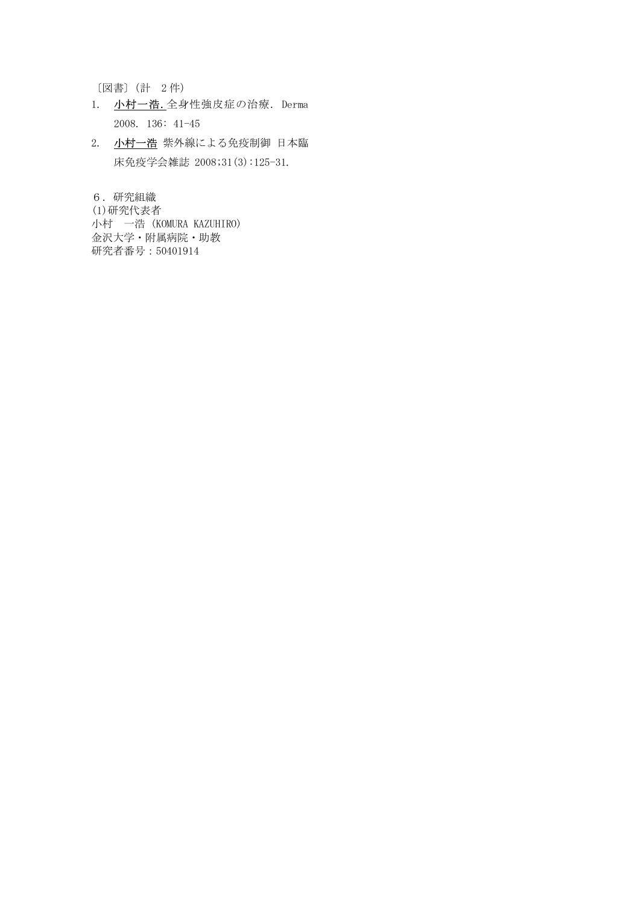〔図書〕（計　2 件）

1. <u>小村一浩.</u> 全身性強皮症の治療． Derma 2008. 136: 41-45
2. <u>小村一浩</u> 紫外線による免疫制御 日本臨床免疫学会雑誌 2008;31(3):125-31.

６．研究組織

(1)研究代表者

小村　一浩 (KOMURA KAZUHIRO)

金沢大学・附属病院・助教

研究者番号：50401914